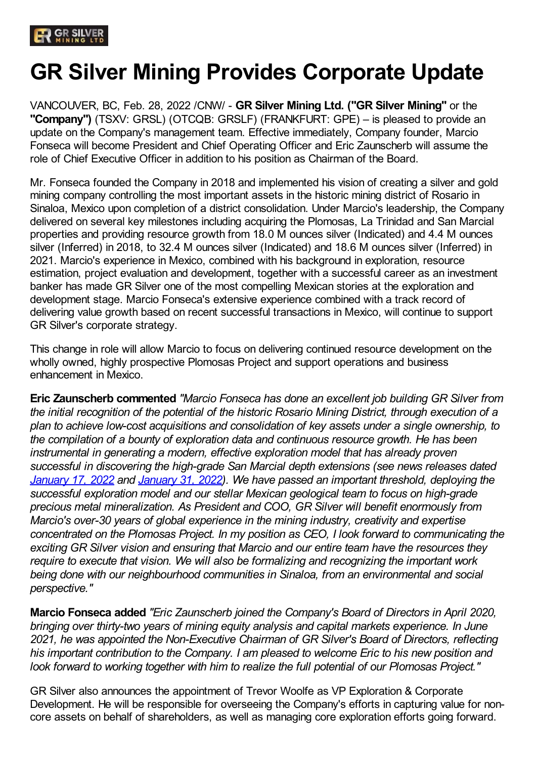# GR Silver Mining Provides Corporate Update

VANCOUVER, BC, Feb. 28, 2022 /CNW/ - **GR Silver Mining Ltd. ("GR Silver Mining"** or the **"Company")** (TSXV: GRSL) (OTCQB: GRSLF) (FRANKFURT: GPE) – is pleased to provide an update on the Company's management team. Effective immediately, Company founder, Marcio Fonseca will become President and Chief Operating Officer and Eric Zaunscherb will assume the role of Chief Executive Officer in addition to his position as Chairman of the Board.

Mr. Fonseca founded the Company in 2018 and implemented his vision of creating a silver and gold mining company controlling the most important assets in the historic mining district of Rosario in Sinaloa, Mexico upon completion of a district consolidation. Under Marcio's leadership, the Company delivered on several key milestones including acquiring the Plomosas, La Trinidad and San Marcial properties and providing resource growth from 18.0 M ounces silver (Indicated) and 4.4 M ounces silver (Inferred) in 2018, to 32.4 M ounces silver (Indicated) and 18.6 M ounces silver (Inferred) in 2021. Marcio's experience in Mexico, combined with his background in exploration, resource estimation, project evaluation and development, together with a successful career as an investment banker has made GR Silver one of the most compelling Mexican stories at the exploration and development stage. Marcio Fonseca's extensive experience combined with a track record of delivering value growth based on recent successful transactions in Mexico, will continue to support GR Silver's corporate strategy.

This change in role will allow Marcio to focus on delivering continued resource development on the wholly owned, highly prospective Plomosas Project and support operations and business enhancement in Mexico.

**Eric Zaunscherb commented** *"Marcio Fonseca has done an excellent job building GR Silver from the initial recognition of the potential of the historic Rosario Mining District, through execution of a plan to achieve low-cost acquisitions and consolidation of key assets under a single ownership, to the compilation of a bounty of exploration data and continuous resource growth. He has been instrumental in generating a modern, effective exploration model that has already proven successful in discovering the high-grade San Marcial depth extensions (see news releases dated January 17, 2022 and January 31, 2022). We have passed an important threshold, deploying the successful exploration model and our stellar Mexican geological team to focus on high-grade precious metal mineralization. As President and COO, GR Silver will benefit enormously from Marcio's over-30 years of global experience in the mining industry, creativity and expertise concentrated on the Plomosas Project. In my position as CEO, I look forward to communicating the exciting GR Silver vision and ensuring that Marcio and our entire team have the resources they require to execute that vision. We will also be formalizing and recognizing the important work being done with our neighbourhood communities in Sinaloa, from an environmental and social perspective."*

**Marcio Fonseca added** *"Eric Zaunscherb joined the Company's Board of Directors in April 2020, bringing over thirty-two years of mining equity analysis and capital markets experience. In June 2021, he was appointed the Non-Executive Chairman of GR Silver's Board of Directors, reflecting his important contribution to the Company. I am pleased to welcome Eric to his new position and look forward to working together with him to realize the full potential of our Plomosas Project."*

GR Silver also announces the appointment of Trevor Woolfe as VP Exploration & Corporate Development. He will be responsible for overseeing the Company's efforts in capturing value for non-core assets on behalf of shareholders, as well as managing core exploration efforts going forward.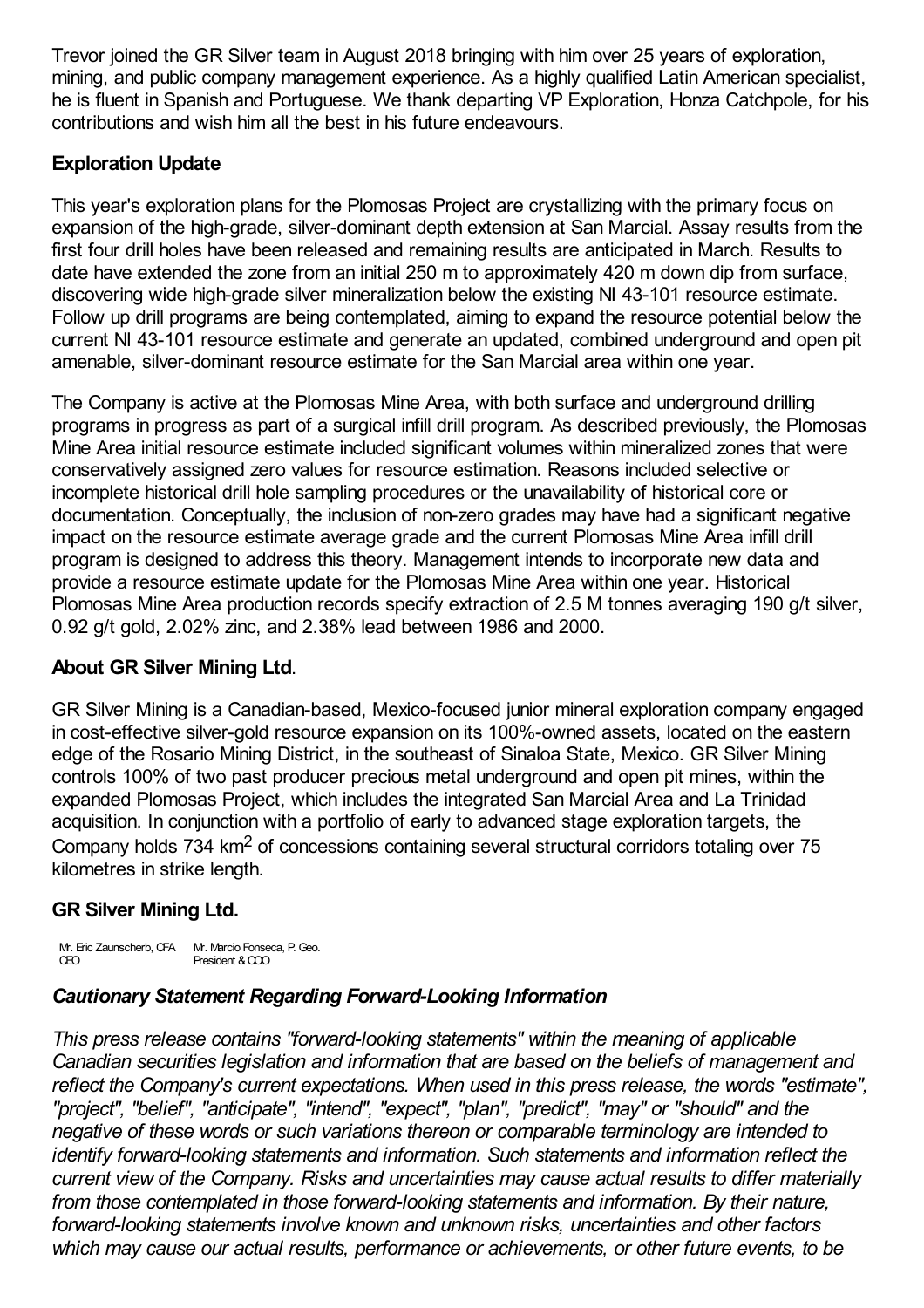Trevor joined the GR Silver team in August 2018 bringing with him over 25 years of exploration, mining, and public company management experience. As a highly qualified Latin American specialist, he is fluent in Spanish and Portuguese. We thank departing VP Exploration, Honza Catchpole, for his contributions and wish him all the best in his future endeavours.

## Exploration Update

This year's exploration plans for the Plomosas Project are crystallizing with the primary focus on expansion of the high-grade, silver-dominant depth extension at San Marcial. Assay results from the first four drill holes have been released and remaining results are anticipated in March. Results to date have extended the zone from an initial 250 m to approximately 420 m down dip from surface, discovering wide high-grade silver mineralization below the existing NI 43-101 resource estimate. Follow up drill programs are being contemplated, aiming to expand the resource potential below the current NI 43-101 resource estimate and generate an updated, combined underground and open pit amenable, silver-dominant resource estimate for the San Marcial area within one year.

The Company is active at the Plomosas Mine Area, with both surface and underground drilling programs in progress as part of a surgical infill drill program. As described previously, the Plomosas Mine Area initial resource estimate included significant volumes within mineralized zones that were conservatively assigned zero values for resource estimation. Reasons included selective or incomplete historical drill hole sampling procedures or the unavailability of historical core or documentation. Conceptually, the inclusion of non-zero grades may have had a significant negative impact on the resource estimate average grade and the current Plomosas Mine Area infill drill program is designed to address this theory. Management intends to incorporate new data and provide a resource estimate update for the Plomosas Mine Area within one year. Historical Plomosas Mine Area production records specify extraction of 2.5 M tonnes averaging 190 g/t silver, 0.92 g/t gold, 2.02% zinc, and 2.38% lead between 1986 and 2000.

## About GR Silver Mining Ltd.

GR Silver Mining is a Canadian-based, Mexico-focused junior mineral exploration company engaged in cost-effective silver-gold resource expansion on its 100%-owned assets, located on the eastern edge of the Rosario Mining District, in the southeast of Sinaloa State, Mexico. GR Silver Mining controls 100% of two past producer precious metal underground and open pit mines, within the expanded Plomosas Project, which includes the integrated San Marcial Area and La Trinidad acquisition. In conjunction with a portfolio of early to advanced stage exploration targets, the Company holds 734 $km^2$ of concessions containing several structural corridors totaling over 75 kilometres in strike length.

## GR Silver Mining Ltd.

| Mr. Eric Zaunscherb, CFA<br>CEO | Mr. Marcio Fonseca, P. Geo.<br>President & COO |
| --- | --- |

### *Cautionary Statement Regarding Forward-Looking Information*

*This press release contains "forward-looking statements" within the meaning of applicable Canadian securities legislation and information that are based on the beliefs of management and reflect the Company's current expectations. When used in this press release, the words "estimate", "project", "belief", "anticipate", "intend", "expect", "plan", "predict", "may" or "should" and the negative of these words or such variations thereon or comparable terminology are intended to identify forward-looking statements and information. Such statements and information reflect the current view of the Company. Risks and uncertainties may cause actual results to differ materially from those contemplated in those forward-looking statements and information. By their nature, forward-looking statements involve known and unknown risks, uncertainties and other factors which may cause our actual results, performance or achievements, or other future events, to be*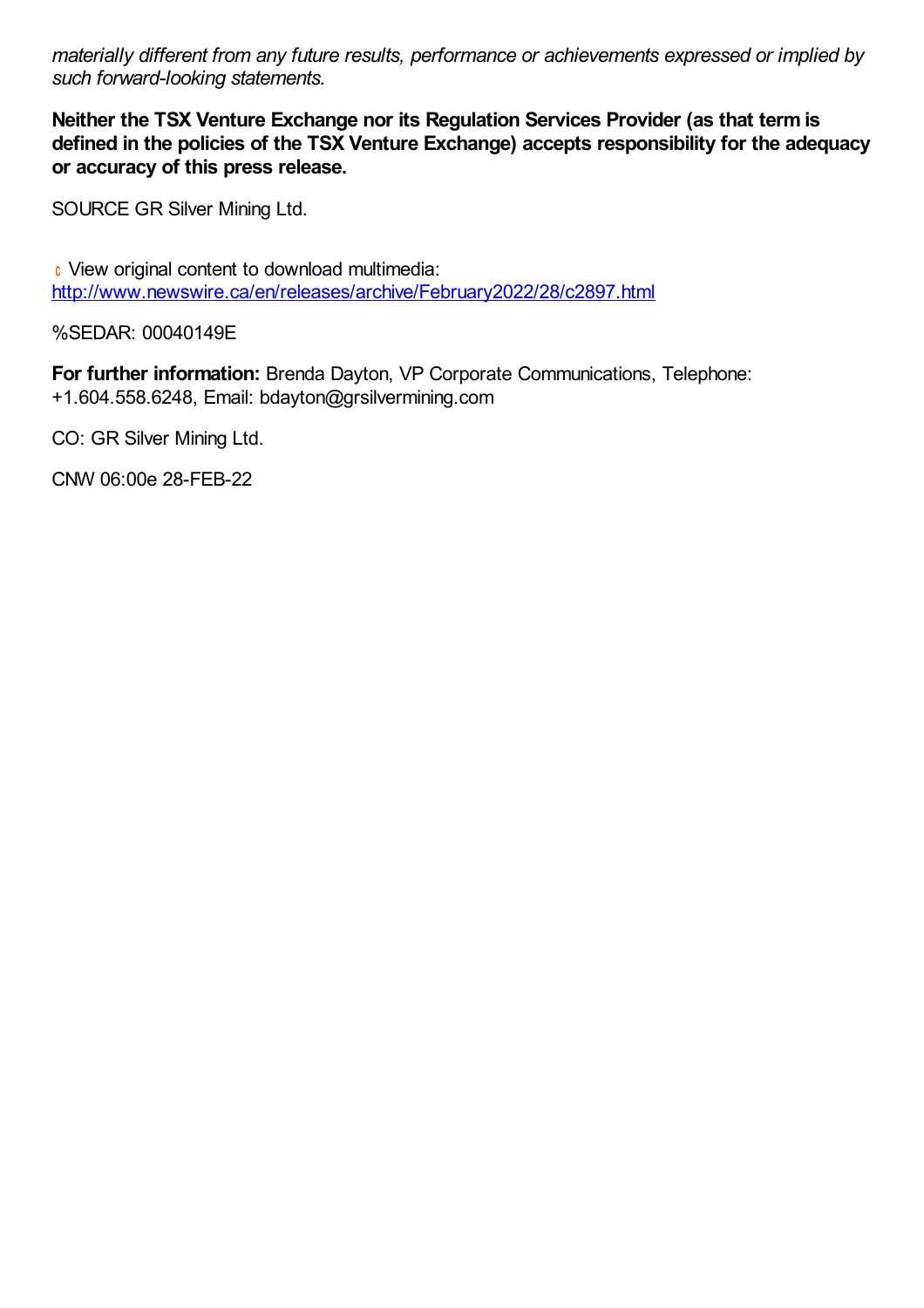*materially different from any future results, performance or achievements expressed or implied by such forward-looking statements.*

**Neither the TSX Venture Exchange nor its Regulation Services Provider (as that term is defined in the policies of the TSX Venture Exchange) accepts responsibility for the adequacy or accuracy of this press release.**

SOURCE GR Silver Mining Ltd.

View original content to download multimedia: http://www.newswire.ca/en/releases/archive/February2022/28/c2897.html

%SEDAR: 00040149E

**For further information:** Brenda Dayton, VP Corporate Communications, Telephone: +1.604.558.6248, Email: bdayton@grsilvermining.com

CO: GR Silver Mining Ltd.

CNW 06:00e 28-FEB-22